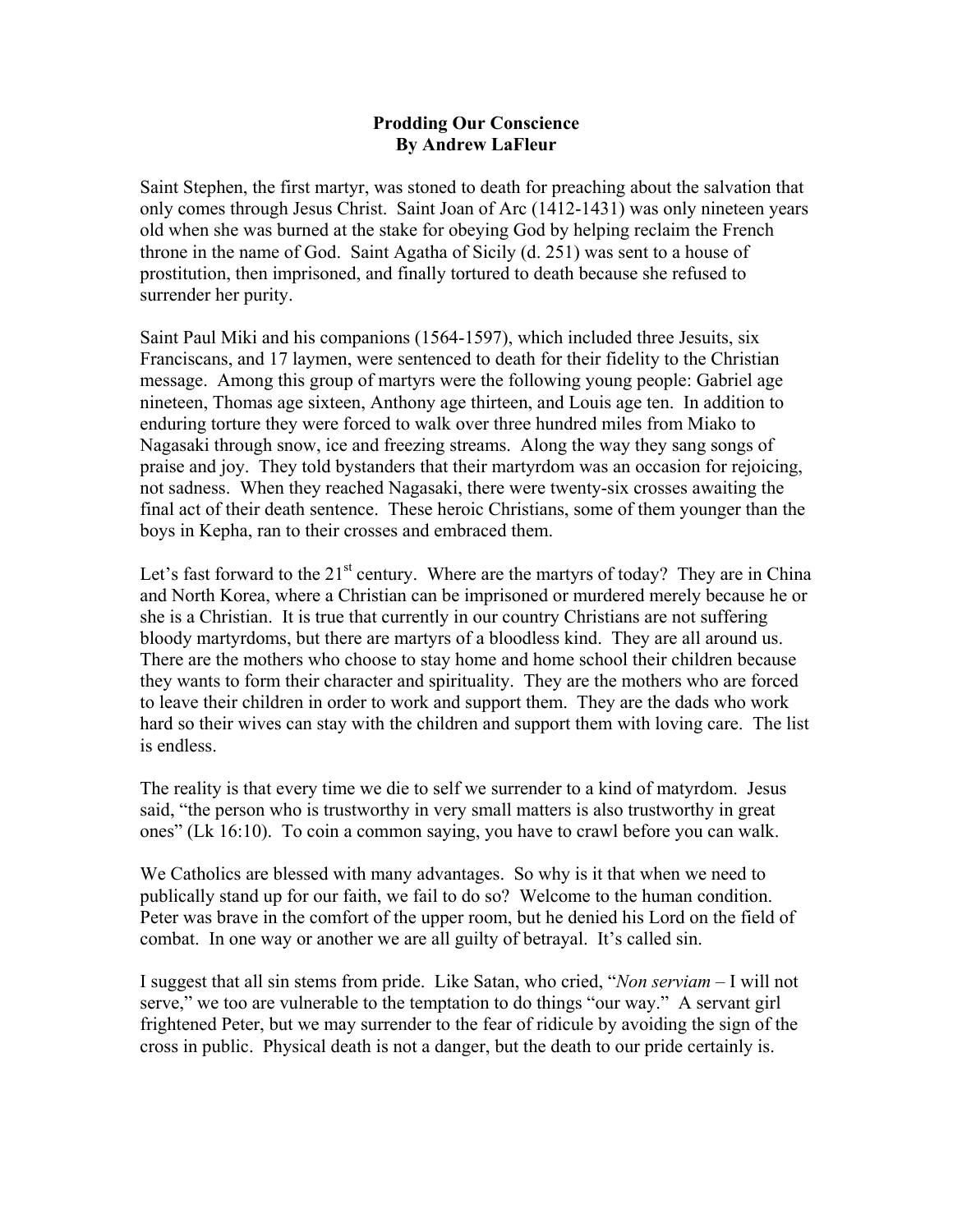**Prodding Our Conscience**
**By Andrew LaFleur**

Saint Stephen, the first martyr, was stoned to death for preaching about the salvation that only comes through Jesus Christ. Saint Joan of Arc (1412-1431) was only nineteen years old when she was burned at the stake for obeying God by helping reclaim the French throne in the name of God. Saint Agatha of Sicily (d. 251) was sent to a house of prostitution, then imprisoned, and finally tortured to death because she refused to surrender her purity.

Saint Paul Miki and his companions (1564-1597), which included three Jesuits, six Franciscans, and 17 laymen, were sentenced to death for their fidelity to the Christian message. Among this group of martyrs were the following young people: Gabriel age nineteen, Thomas age sixteen, Anthony age thirteen, and Louis age ten. In addition to enduring torture they were forced to walk over three hundred miles from Miako to Nagasaki through snow, ice and freezing streams. Along the way they sang songs of praise and joy. They told bystanders that their martyrdom was an occasion for rejoicing, not sadness. When they reached Nagasaki, there were twenty-six crosses awaiting the final act of their death sentence. These heroic Christians, some of them younger than the boys in Kepha, ran to their crosses and embraced them.

Let's fast forward to the 21st century. Where are the martyrs of today? They are in China and North Korea, where a Christian can be imprisoned or murdered merely because he or she is a Christian. It is true that currently in our country Christians are not suffering bloody martyrdoms, but there are martyrs of a bloodless kind. They are all around us. There are the mothers who choose to stay home and home school their children because they wants to form their character and spirituality. They are the mothers who are forced to leave their children in order to work and support them. They are the dads who work hard so their wives can stay with the children and support them with loving care. The list is endless.

The reality is that every time we die to self we surrender to a kind of matyrdom. Jesus said, "the person who is trustworthy in very small matters is also trustworthy in great ones" (Lk 16:10). To coin a common saying, you have to crawl before you can walk.

We Catholics are blessed with many advantages. So why is it that when we need to publically stand up for our faith, we fail to do so? Welcome to the human condition. Peter was brave in the comfort of the upper room, but he denied his Lord on the field of combat. In one way or another we are all guilty of betrayal. It's called sin.

I suggest that all sin stems from pride. Like Satan, who cried, "*Non serviam* – I will not serve," we too are vulnerable to the temptation to do things "our way." A servant girl frightened Peter, but we may surrender to the fear of ridicule by avoiding the sign of the cross in public. Physical death is not a danger, but the death to our pride certainly is.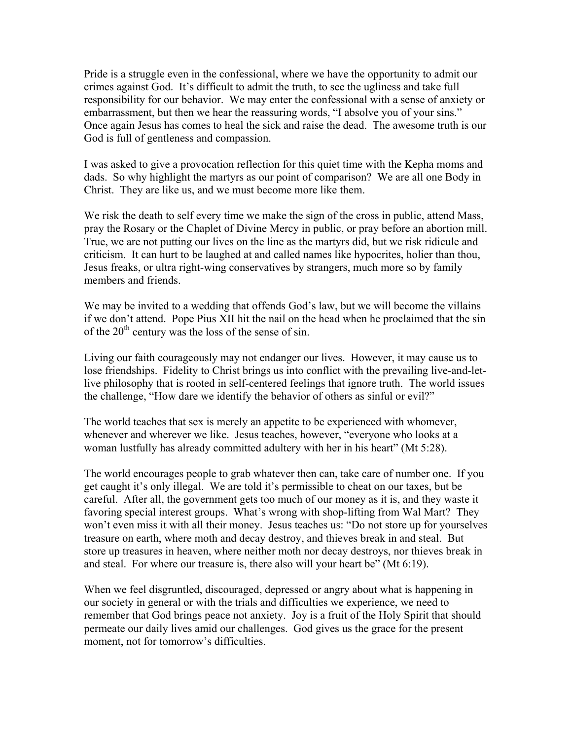Pride is a struggle even in the confessional, where we have the opportunity to admit our crimes against God. It's difficult to admit the truth, to see the ugliness and take full responsibility for our behavior. We may enter the confessional with a sense of anxiety or embarrassment, but then we hear the reassuring words, "I absolve you of your sins." Once again Jesus has comes to heal the sick and raise the dead. The awesome truth is our God is full of gentleness and compassion.

I was asked to give a provocation reflection for this quiet time with the Kepha moms and dads. So why highlight the martyrs as our point of comparison? We are all one Body in Christ. They are like us, and we must become more like them.

We risk the death to self every time we make the sign of the cross in public, attend Mass, pray the Rosary or the Chaplet of Divine Mercy in public, or pray before an abortion mill. True, we are not putting our lives on the line as the martyrs did, but we risk ridicule and criticism. It can hurt to be laughed at and called names like hypocrites, holier than thou, Jesus freaks, or ultra right-wing conservatives by strangers, much more so by family members and friends.

We may be invited to a wedding that offends God's law, but we will become the villains if we don't attend. Pope Pius XII hit the nail on the head when he proclaimed that the sin of the 20th century was the loss of the sense of sin.

Living our faith courageously may not endanger our lives. However, it may cause us to lose friendships. Fidelity to Christ brings us into conflict with the prevailing live-and-let-live philosophy that is rooted in self-centered feelings that ignore truth. The world issues the challenge, "How dare we identify the behavior of others as sinful or evil?"

The world teaches that sex is merely an appetite to be experienced with whomever, whenever and wherever we like. Jesus teaches, however, "everyone who looks at a woman lustfully has already committed adultery with her in his heart" (Mt 5:28).

The world encourages people to grab whatever then can, take care of number one. If you get caught it's only illegal. We are told it's permissible to cheat on our taxes, but be careful. After all, the government gets too much of our money as it is, and they waste it favoring special interest groups. What's wrong with shop-lifting from Wal Mart? They won't even miss it with all their money. Jesus teaches us: "Do not store up for yourselves treasure on earth, where moth and decay destroy, and thieves break in and steal. But store up treasures in heaven, where neither moth nor decay destroys, nor thieves break in and steal. For where our treasure is, there also will your heart be" (Mt 6:19).

When we feel disgruntled, discouraged, depressed or angry about what is happening in our society in general or with the trials and difficulties we experience, we need to remember that God brings peace not anxiety. Joy is a fruit of the Holy Spirit that should permeate our daily lives amid our challenges. God gives us the grace for the present moment, not for tomorrow's difficulties.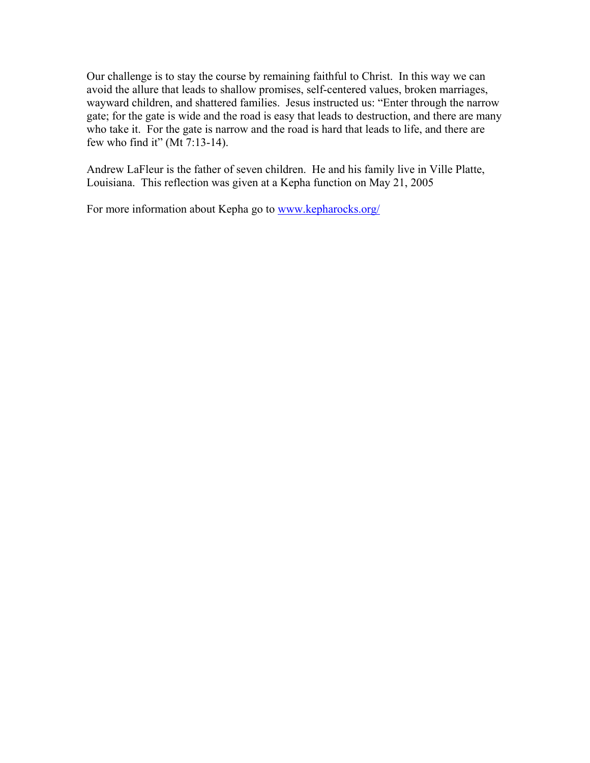Our challenge is to stay the course by remaining faithful to Christ. In this way we can avoid the allure that leads to shallow promises, self-centered values, broken marriages, wayward children, and shattered families. Jesus instructed us: "Enter through the narrow gate; for the gate is wide and the road is easy that leads to destruction, and there are many who take it. For the gate is narrow and the road is hard that leads to life, and there are few who find it" (Mt 7:13-14).

Andrew LaFleur is the father of seven children. He and his family live in Ville Platte, Louisiana. This reflection was given at a Kepha function on May 21, 2005

For more information about Kepha go to [www.kepharocks.org/](http://www.kepharocks.org/)